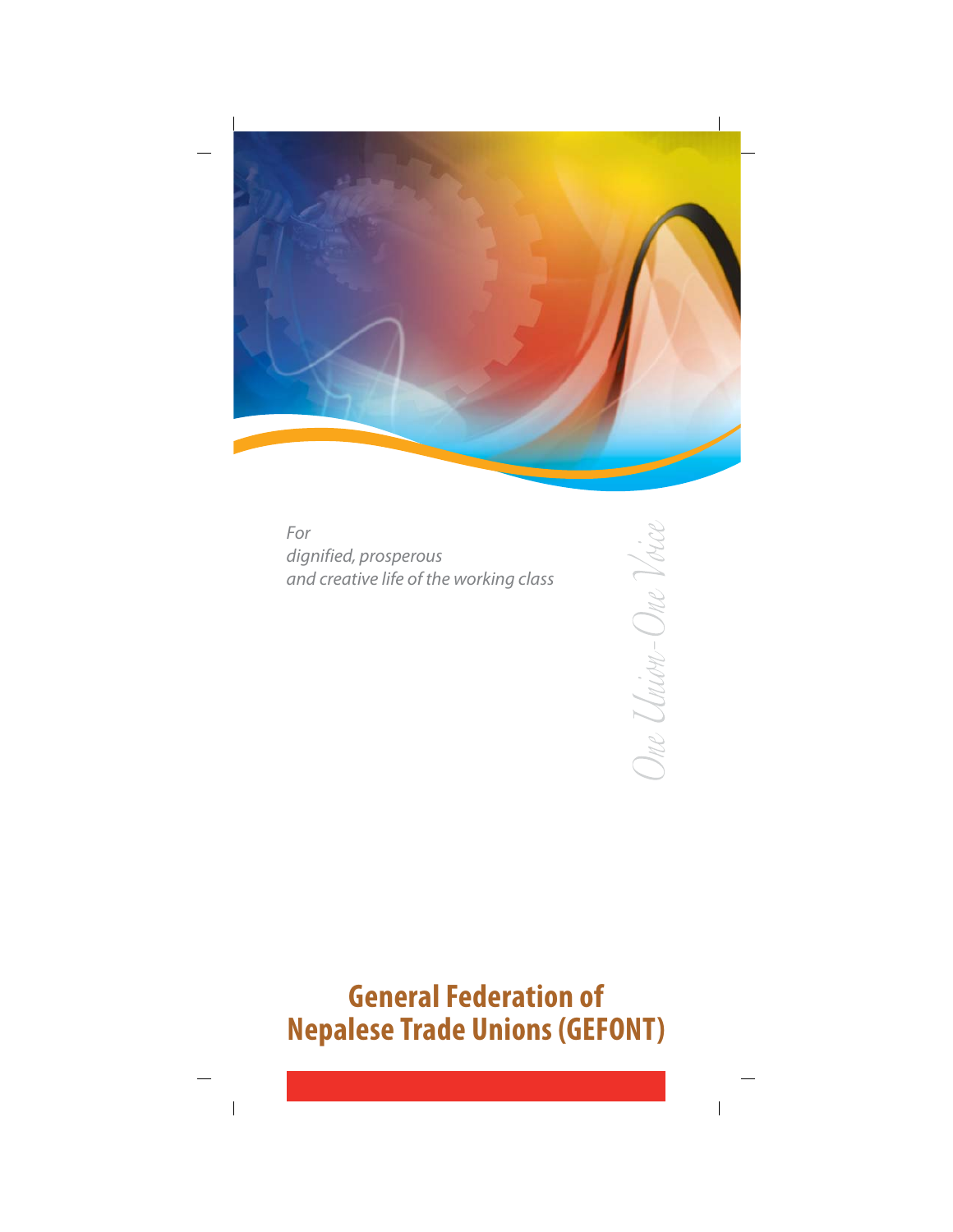*For*
*dignified, prosperous*
*and creative life of the working class*

*One Union-One Voice*

# General Federation of Nepalese Trade Unions (GEFONT)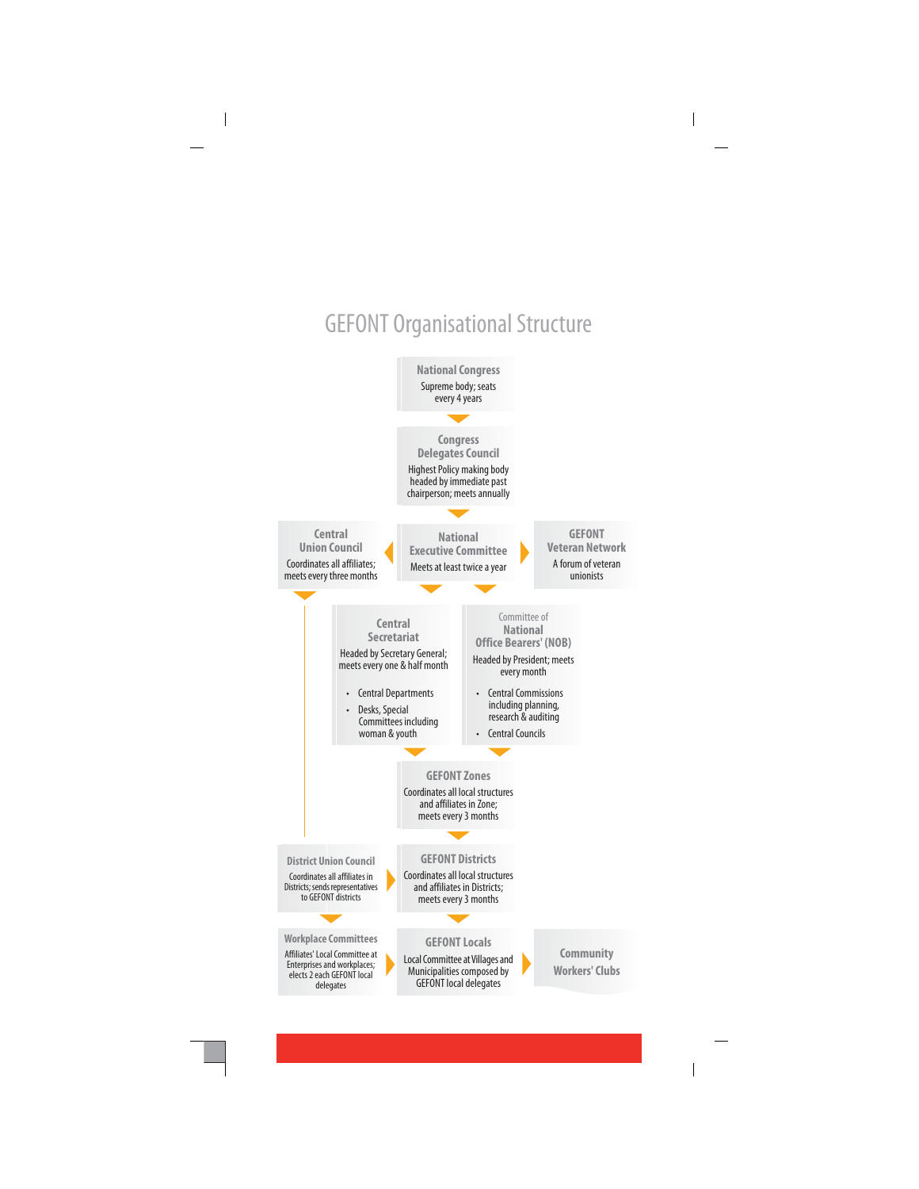# GEFONT Organisational Structure

**National Congress**
Supreme body; seats every 4 years

**Congress Delegates Council**
Highest Policy making body headed by immediate past chairperson; meets annually

**Central Union Council**
Coordinates all affiliates; meets every three months

**National Executive Committee**
Meets at least twice a year

**GEFONT Veteran Network**
A forum of veteran unionists

**Central Secretariat**
Headed by Secretary General; meets every one & half month

- Central Departments
- Desks, Special Committees including woman & youth

Committee of
**National Office Bearers' (NOB)**
Headed by President; meets every month

- Central Commissions including planning, research & auditing
- Central Councils

**GEFONT Zones**
Coordinates all local structures and affiliates in Zone; meets every 3 months

**District Union Council**
Coordinates all affiliates in Districts; sends representatives to GEFONT districts

**GEFONT Districts**
Coordinates all local structures and affiliates in Districts; meets every 3 months

**Workplace Committees**
Affiliates' Local Committee at Enterprises and workplaces; elects 2 each GEFONT local delegates

**GEFONT Locals**
Local Committee at Villages and Municipalities composed by GEFONT local delegates

**Community Workers' Clubs**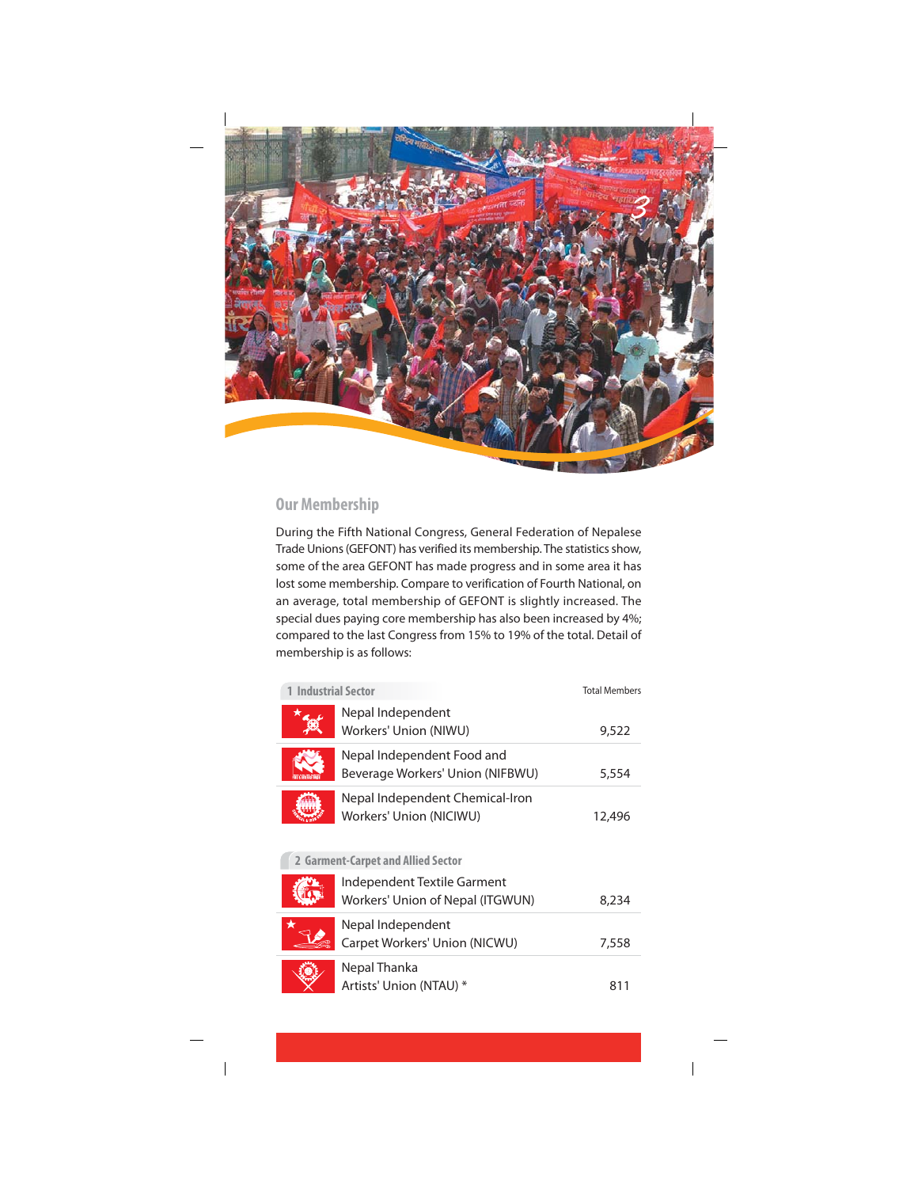## Our Membership

During the Fifth National Congress, General Federation of Nepalese Trade Unions (GEFONT) has verified its membership. The statistics show, some of the area GEFONT has made progress and in some area it has lost some membership. Compare to verification of Fourth National, on an average, total membership of GEFONT is slightly increased. The special dues paying core membership has also been increased by 4%; compared to the last Congress from 15% to 19% of the total. Detail of membership is as follows:

| 1 Industrial Sector | Total Members |
|---|---|
| Nepal Independent Workers' Union (NIWU) | 9,522 |
| Nepal Independent Food and Beverage Workers' Union (NIFBWU) | 5,554 |
| Nepal Independent Chemical-Iron Workers' Union (NICIWU) | 12,496 |

| 2 Garment-Carpet and Allied Sector | Total Members |
|---|---|
| Independent Textile Garment Workers' Union of Nepal (ITGWUN) | 8,234 |
| Nepal Independent Carpet Workers' Union (NICWU) | 7,558 |
| Nepal Thanka Artists' Union (NTAU) * | 811 |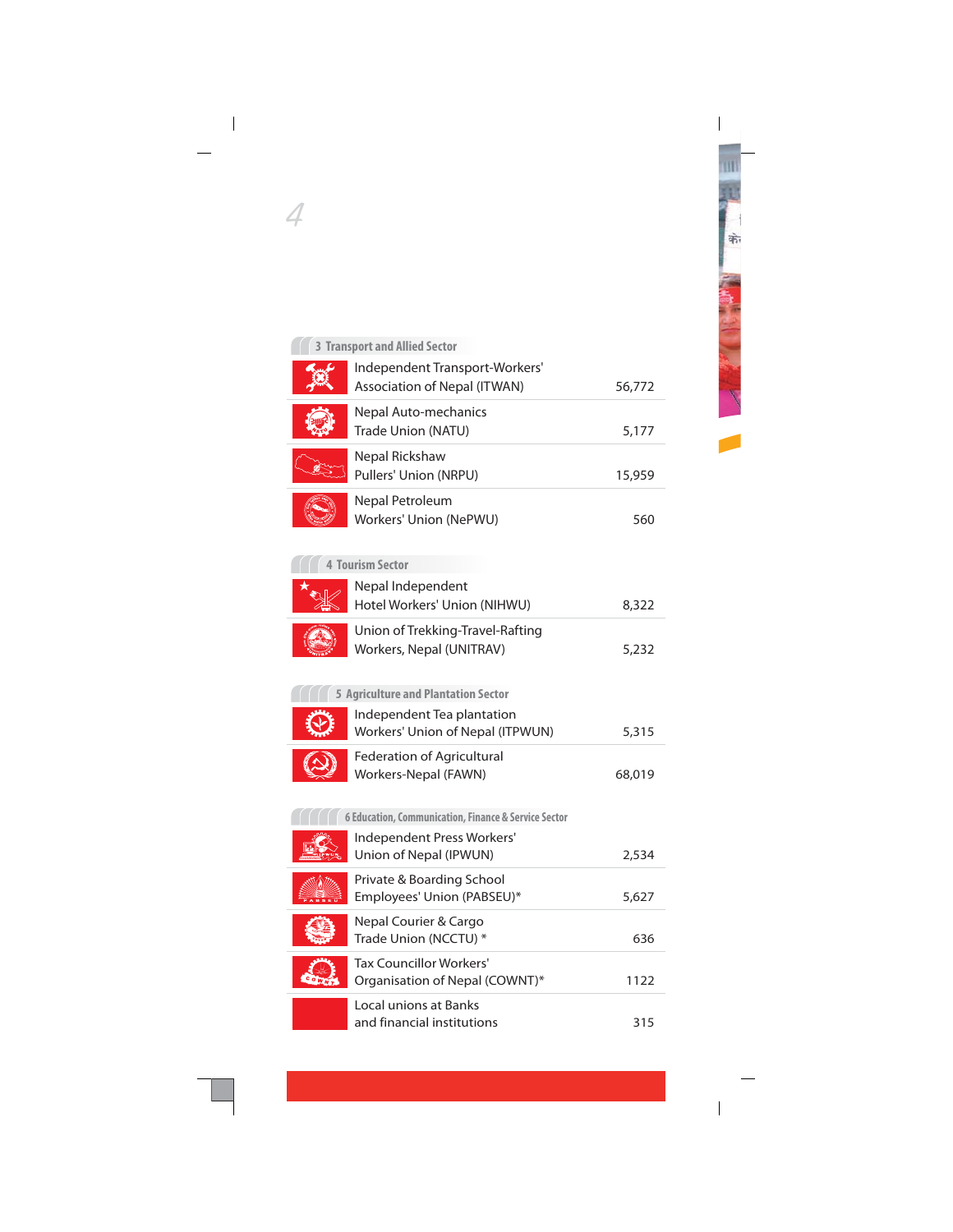## 3 Transport and Allied Sector

| Union | Members |
|---|---|
| Independent Transport-Workers' Association of Nepal (ITWAN) | 56,772 |
| Nepal Auto-mechanics Trade Union (NATU) | 5,177 |
| Nepal Rickshaw Pullers' Union (NRPU) | 15,959 |
| Nepal Petroleum Workers' Union (NePWU) | 560 |

## 4 Tourism Sector

| Union | Members |
|---|---|
| Nepal Independent Hotel Workers' Union (NIHWU) | 8,322 |
| Union of Trekking-Travel-Rafting Workers, Nepal (UNITRAV) | 5,232 |

## 5 Agriculture and Plantation Sector

| Union | Members |
|---|---|
| Independent Tea plantation Workers' Union of Nepal (ITPWUN) | 5,315 |
| Federation of Agricultural Workers-Nepal (FAWN) | 68,019 |

## 6 Education, Communication, Finance & Service Sector

| Union | Members |
|---|---|
| Independent Press Workers' Union of Nepal (IPWUN) | 2,534 |
| Private & Boarding School Employees' Union (PABSEU)* | 5,627 |
| Nepal Courier & Cargo Trade Union (NCCTU) * | 636 |
| Tax Councillor Workers' Organisation of Nepal (COWNT)* | 1122 |
| Local unions at Banks and financial institutions | 315 |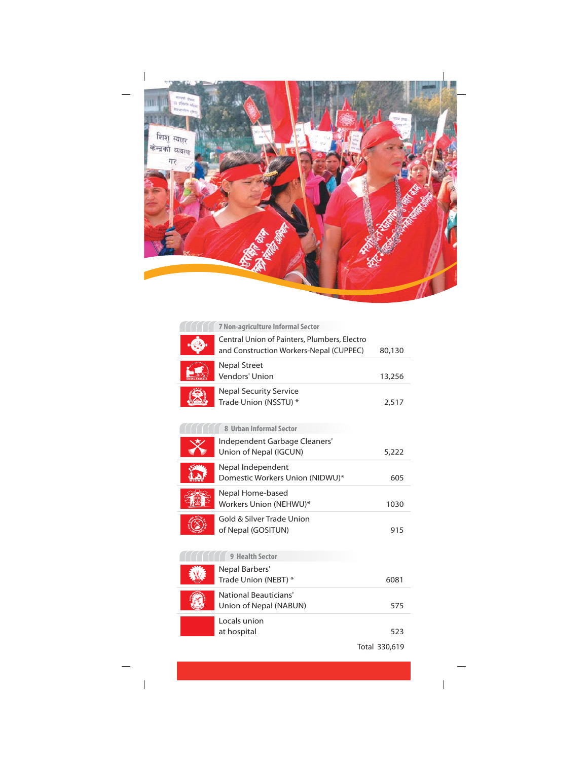## 7 Non-agriculture Informal Sector

| Union | Members |
|---|---|
| Central Union of Painters, Plumbers, Electro and Construction Workers-Nepal (CUPPEC) | 80,130 |
| Nepal Street Vendors' Union | 13,256 |
| Nepal Security Service Trade Union (NSSTU) * | 2,517 |

## 8 Urban Informal Sector

| Union | Members |
|---|---|
| Independent Garbage Cleaners' Union of Nepal (IGCUN) | 5,222 |
| Nepal Independent Domestic Workers Union (NIDWU)* | 605 |
| Nepal Home-based Workers Union (NEHWU)* | 1030 |
| Gold & Silver Trade Union of Nepal (GOSITUN) | 915 |

## 9 Health Sector

| Union | Members |
|---|---|
| Nepal Barbers' Trade Union (NEBT) * | 6081 |
| National Beauticians' Union of Nepal (NABUN) | 575 |
| Locals union at hospital | 523 |

Total 330,619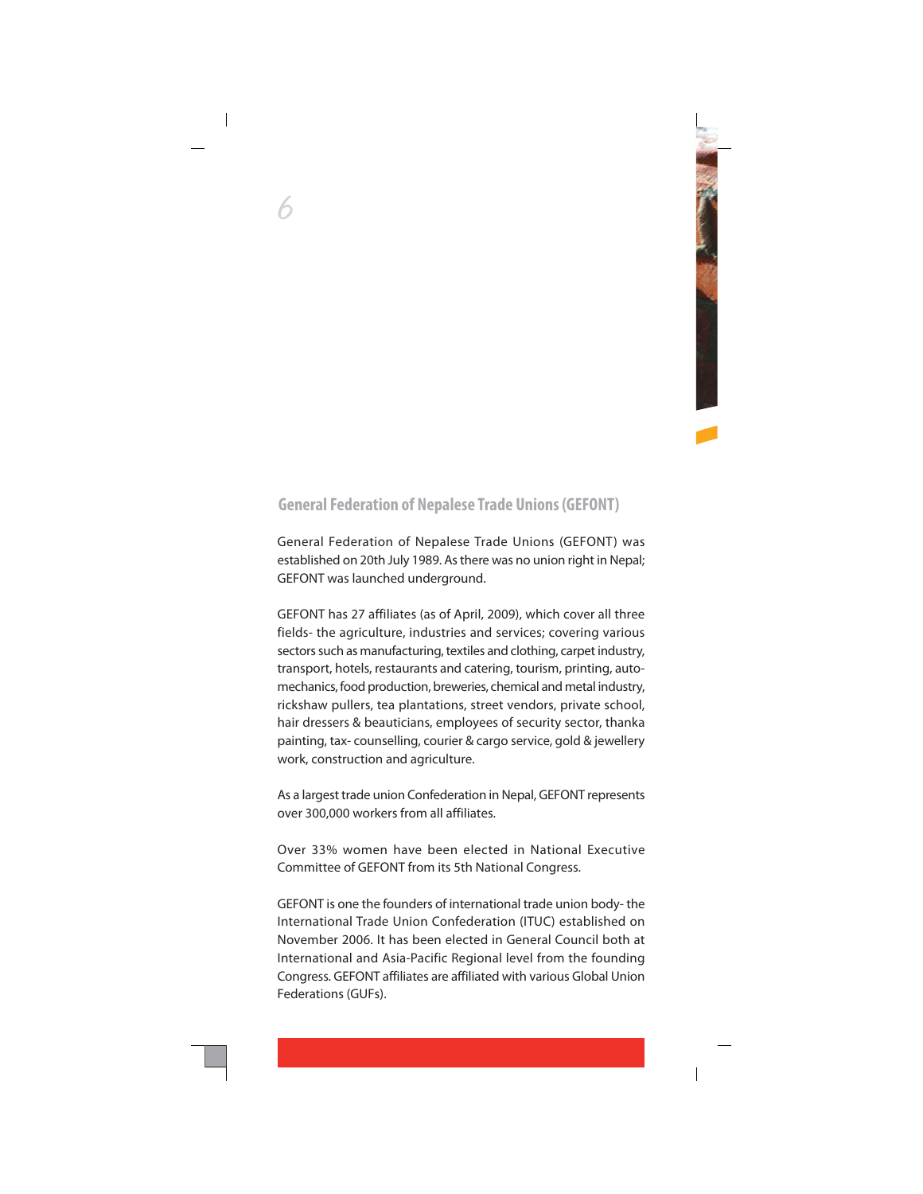## General Federation of Nepalese Trade Unions (GEFONT)

General Federation of Nepalese Trade Unions (GEFONT) was established on 20th July 1989. As there was no union right in Nepal; GEFONT was launched underground.

GEFONT has 27 affiliates (as of April, 2009), which cover all three fields- the agriculture, industries and services; covering various sectors such as manufacturing, textiles and clothing, carpet industry, transport, hotels, restaurants and catering, tourism, printing, auto-mechanics, food production, breweries, chemical and metal industry, rickshaw pullers, tea plantations, street vendors, private school, hair dressers & beauticians, employees of security sector, thanka painting, tax- counselling, courier & cargo service, gold & jewellery work, construction and agriculture.

As a largest trade union Confederation in Nepal, GEFONT represents over 300,000 workers from all affiliates.

Over 33% women have been elected in National Executive Committee of GEFONT from its 5th National Congress.

GEFONT is one the founders of international trade union body- the International Trade Union Confederation (ITUC) established on November 2006. It has been elected in General Council both at International and Asia-Pacific Regional level from the founding Congress. GEFONT affiliates are affiliated with various Global Union Federations (GUFs).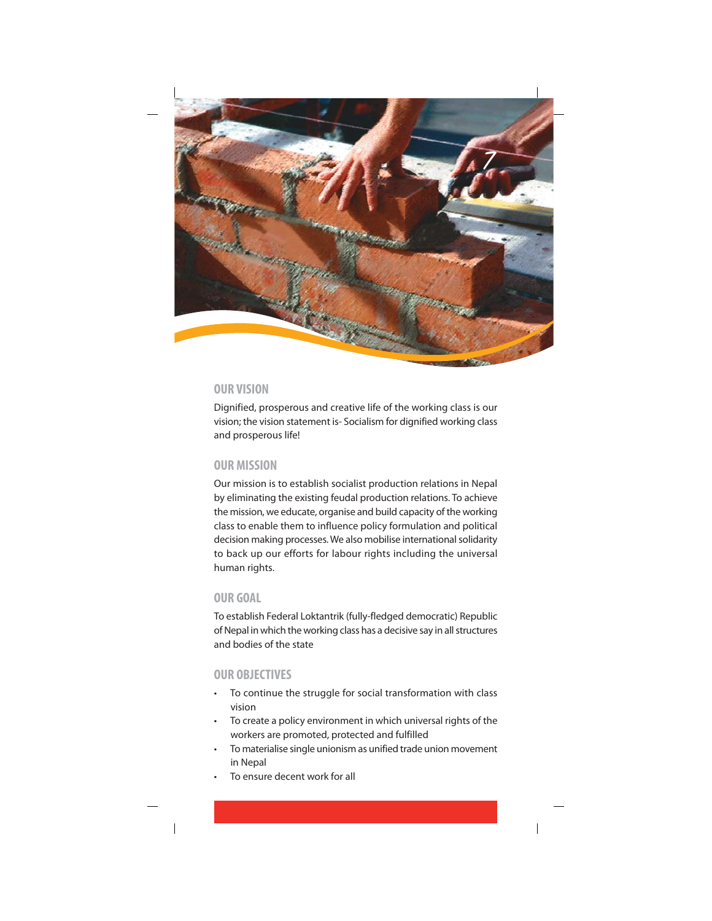## OUR VISION

Dignified, prosperous and creative life of the working class is our vision; the vision statement is- Socialism for dignified working class and prosperous life!

## OUR MISSION

Our mission is to establish socialist production relations in Nepal by eliminating the existing feudal production relations. To achieve the mission, we educate, organise and build capacity of the working class to enable them to influence policy formulation and political decision making processes. We also mobilise international solidarity to back up our efforts for labour rights including the universal human rights.

## OUR GOAL

To establish Federal Loktantrik (fully-fledged democratic) Republic of Nepal in which the working class has a decisive say in all structures and bodies of the state

## OUR OBJECTIVES

- To continue the struggle for social transformation with class vision
- To create a policy environment in which universal rights of the workers are promoted, protected and fulfilled
- To materialise single unionism as unified trade union movement in Nepal
- To ensure decent work for all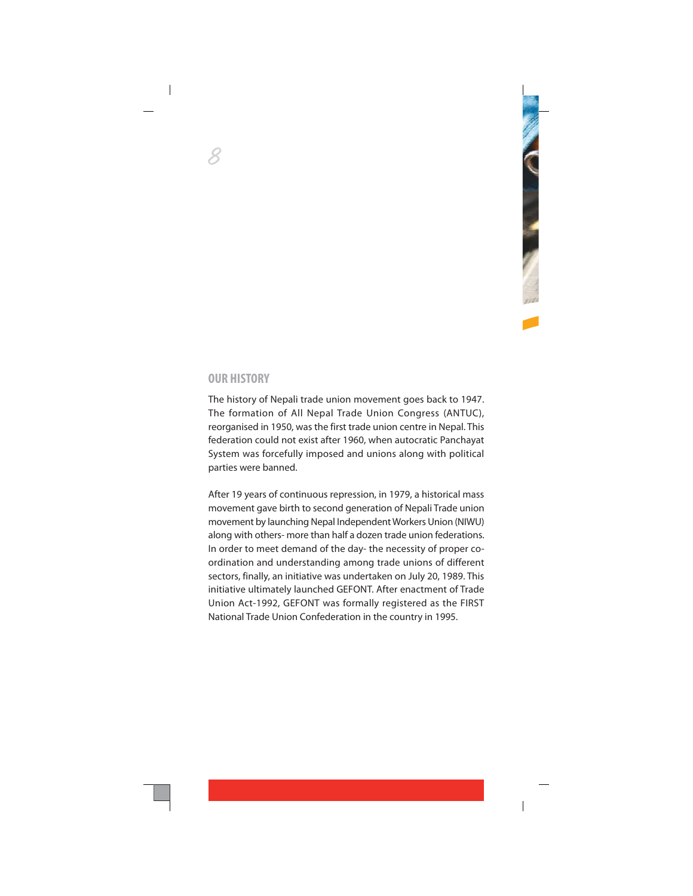## OUR HISTORY

The history of Nepali trade union movement goes back to 1947. The formation of All Nepal Trade Union Congress (ANTUC), reorganised in 1950, was the first trade union centre in Nepal. This federation could not exist after 1960, when autocratic Panchayat System was forcefully imposed and unions along with political parties were banned.

After 19 years of continuous repression, in 1979, a historical mass movement gave birth to second generation of Nepali Trade union movement by launching Nepal Independent Workers Union (NIWU) along with others- more than half a dozen trade union federations. In order to meet demand of the day- the necessity of proper co-ordination and understanding among trade unions of different sectors, finally, an initiative was undertaken on July 20, 1989. This initiative ultimately launched GEFONT. After enactment of Trade Union Act-1992, GEFONT was formally registered as the FIRST National Trade Union Confederation in the country in 1995.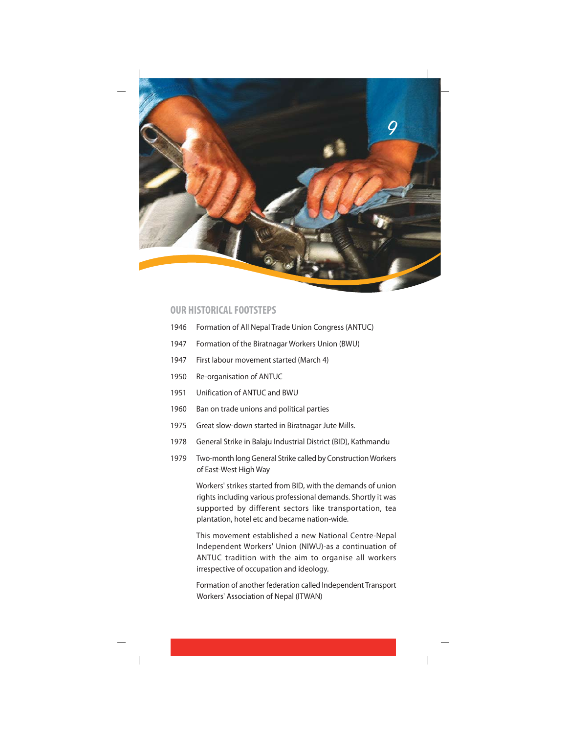## OUR HISTORICAL FOOTSTEPS

1946 Formation of All Nepal Trade Union Congress (ANTUC)

1947 Formation of the Biratnagar Workers Union (BWU)

1947 First labour movement started (March 4)

1950 Re-organisation of ANTUC

1951 Unification of ANTUC and BWU

1960 Ban on trade unions and political parties

1975 Great slow-down started in Biratnagar Jute Mills.

1978 General Strike in Balaju Industrial District (BID), Kathmandu

1979 Two-month long General Strike called by Construction Workers of East-West High Way

Workers' strikes started from BID, with the demands of union rights including various professional demands. Shortly it was supported by different sectors like transportation, tea plantation, hotel etc and became nation-wide.

This movement established a new National Centre-Nepal Independent Workers' Union (NIWU)-as a continuation of ANTUC tradition with the aim to organise all workers irrespective of occupation and ideology.

Formation of another federation called Independent Transport Workers' Association of Nepal (ITWAN)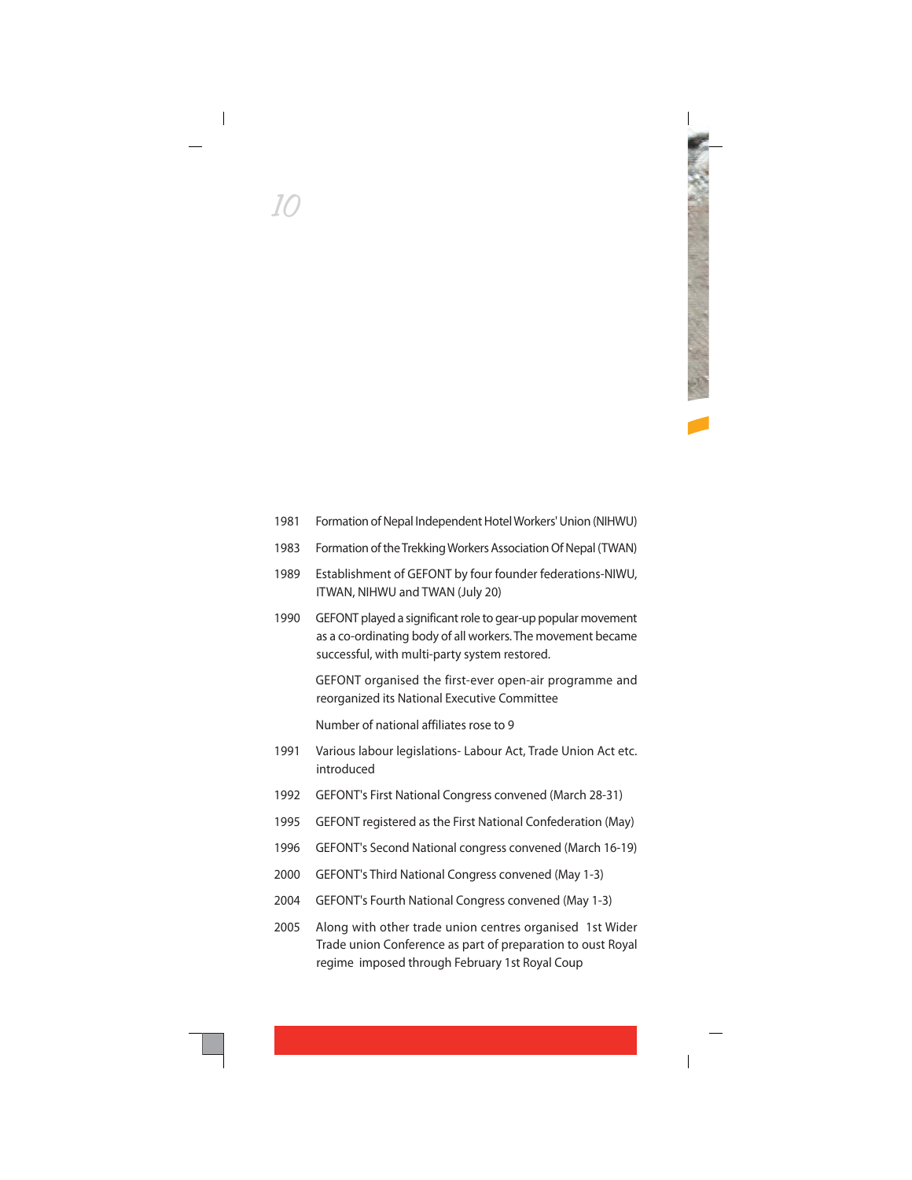| | |
|---|---|
| 1981 | Formation of Nepal Independent Hotel Workers' Union (NIHWU) |
| 1983 | Formation of the Trekking Workers Association Of Nepal (TWAN) |
| 1989 | Establishment of GEFONT by four founder federations-NIWU, ITWAN, NIHWU and TWAN (July 20) |
| 1990 | GEFONT played a significant role to gear-up popular movement as a co-ordinating body of all workers. The movement became successful, with multi-party system restored. |
| | GEFONT organised the first-ever open-air programme and reorganized its National Executive Committee |
| | Number of national affiliates rose to 9 |
| 1991 | Various labour legislations- Labour Act, Trade Union Act etc. introduced |
| 1992 | GEFONT's First National Congress convened (March 28-31) |
| 1995 | GEFONT registered as the First National Confederation (May) |
| 1996 | GEFONT's Second National congress convened (March 16-19) |
| 2000 | GEFONT's Third National Congress convened (May 1-3) |
| 2004 | GEFONT's Fourth National Congress convened (May 1-3) |
| 2005 | Along with other trade union centres organised 1st Wider Trade union Conference as part of preparation to oust Royal regime imposed through February 1st Royal Coup |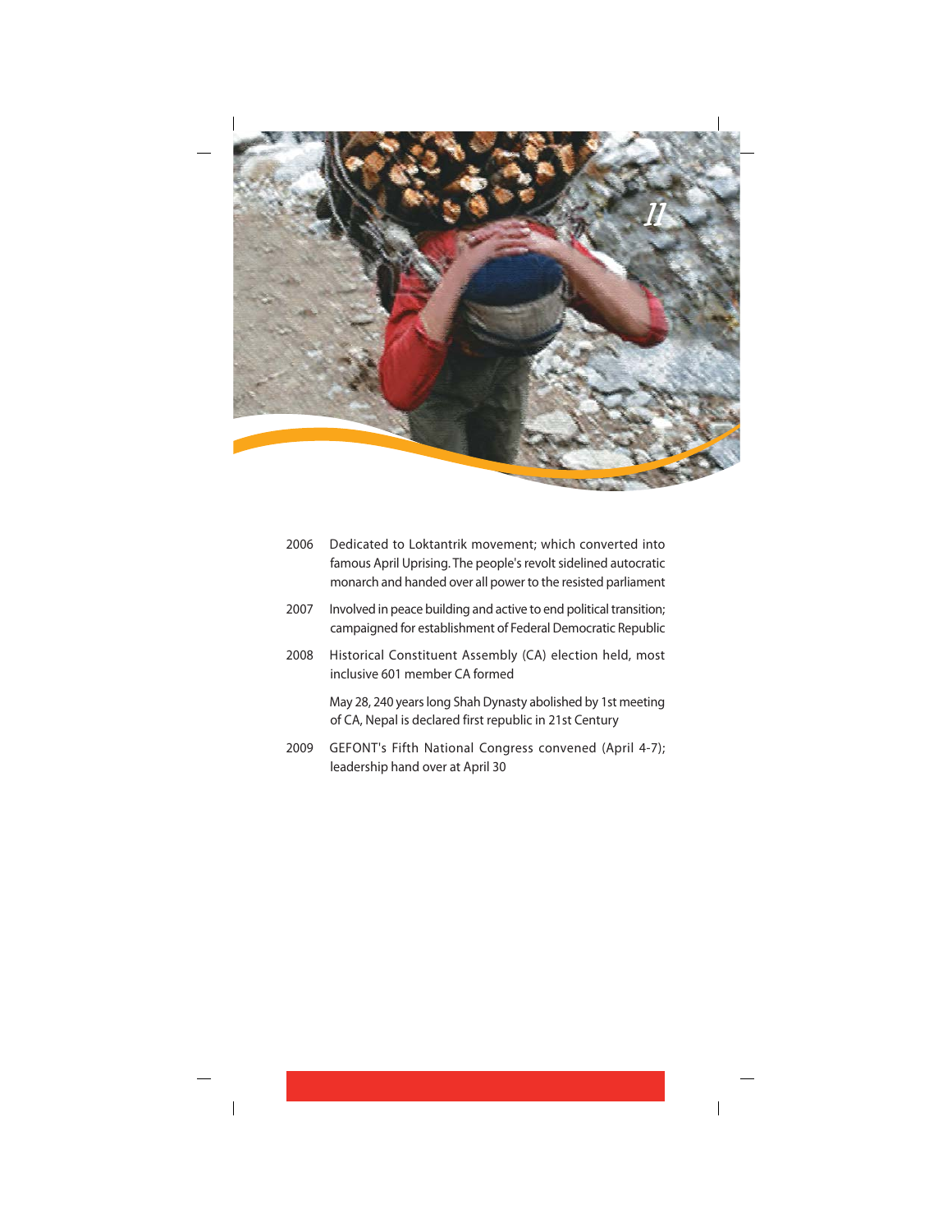| | |
|---|---|
| 2006 | Dedicated to Loktantrik movement; which converted into famous April Uprising. The people's revolt sidelined autocratic monarch and handed over all power to the resisted parliament |
| 2007 | Involved in peace building and active to end political transition; campaigned for establishment of Federal Democratic Republic |
| 2008 | Historical Constituent Assembly (CA) election held, most inclusive 601 member CA formed |
| | May 28, 240 years long Shah Dynasty abolished by 1st meeting of CA, Nepal is declared first republic in 21st Century |
| 2009 | GEFONT's Fifth National Congress convened (April 4-7); leadership hand over at April 30 |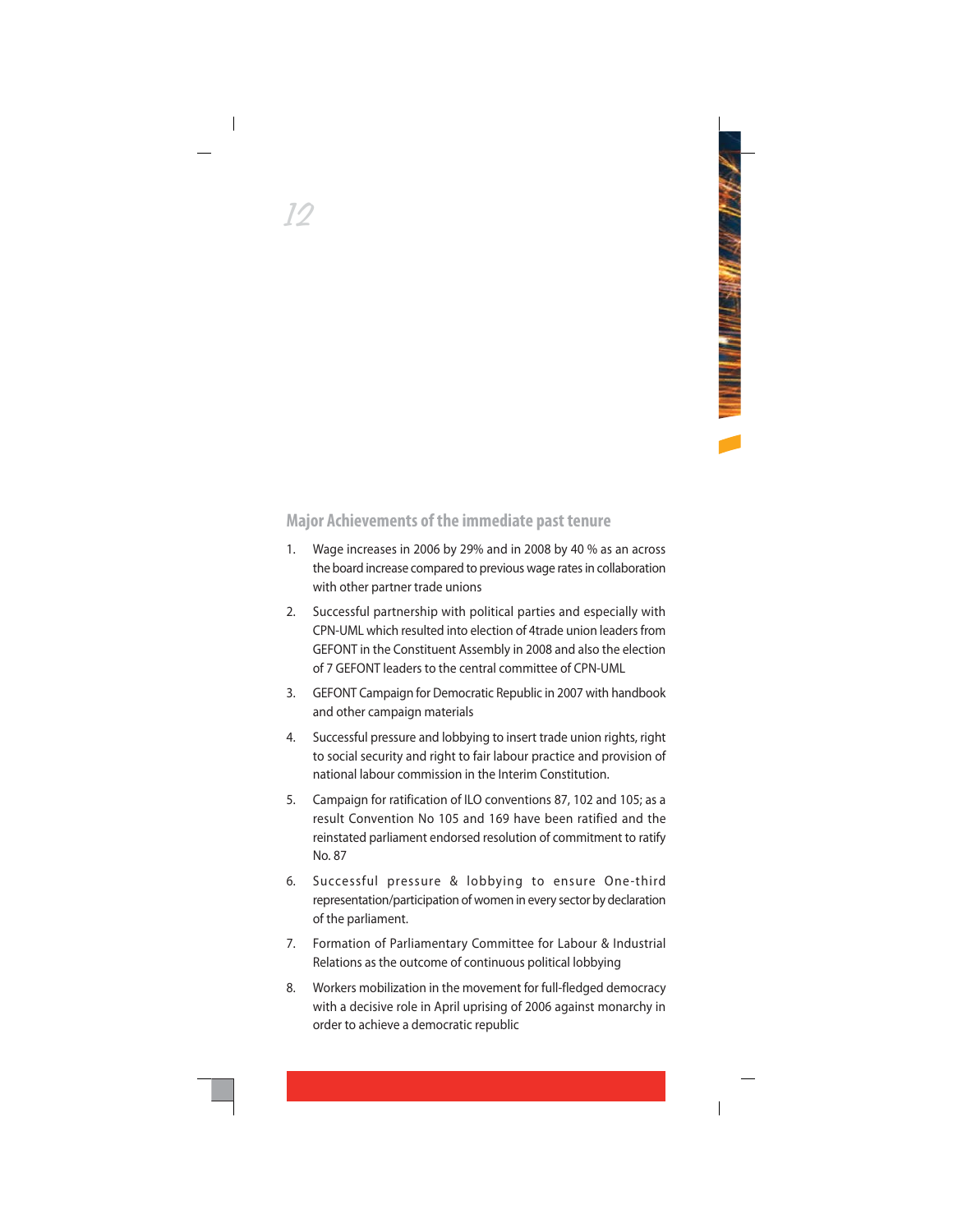## Major Achievements of the immediate past tenure

1. Wage increases in 2006 by 29% and in 2008 by 40 % as an across the board increase compared to previous wage rates in collaboration with other partner trade unions
2. Successful partnership with political parties and especially with CPN-UML which resulted into election of 4trade union leaders from GEFONT in the Constituent Assembly in 2008 and also the election of 7 GEFONT leaders to the central committee of CPN-UML
3. GEFONT Campaign for Democratic Republic in 2007 with handbook and other campaign materials
4. Successful pressure and lobbying to insert trade union rights, right to social security and right to fair labour practice and provision of national labour commission in the Interim Constitution.
5. Campaign for ratification of ILO conventions 87, 102 and 105; as a result Convention No 105 and 169 have been ratified and the reinstated parliament endorsed resolution of commitment to ratify No. 87
6. Successful pressure & lobbying to ensure One-third representation/participation of women in every sector by declaration of the parliament.
7. Formation of Parliamentary Committee for Labour & Industrial Relations as the outcome of continuous political lobbying
8. Workers mobilization in the movement for full-fledged democracy with a decisive role in April uprising of 2006 against monarchy in order to achieve a democratic republic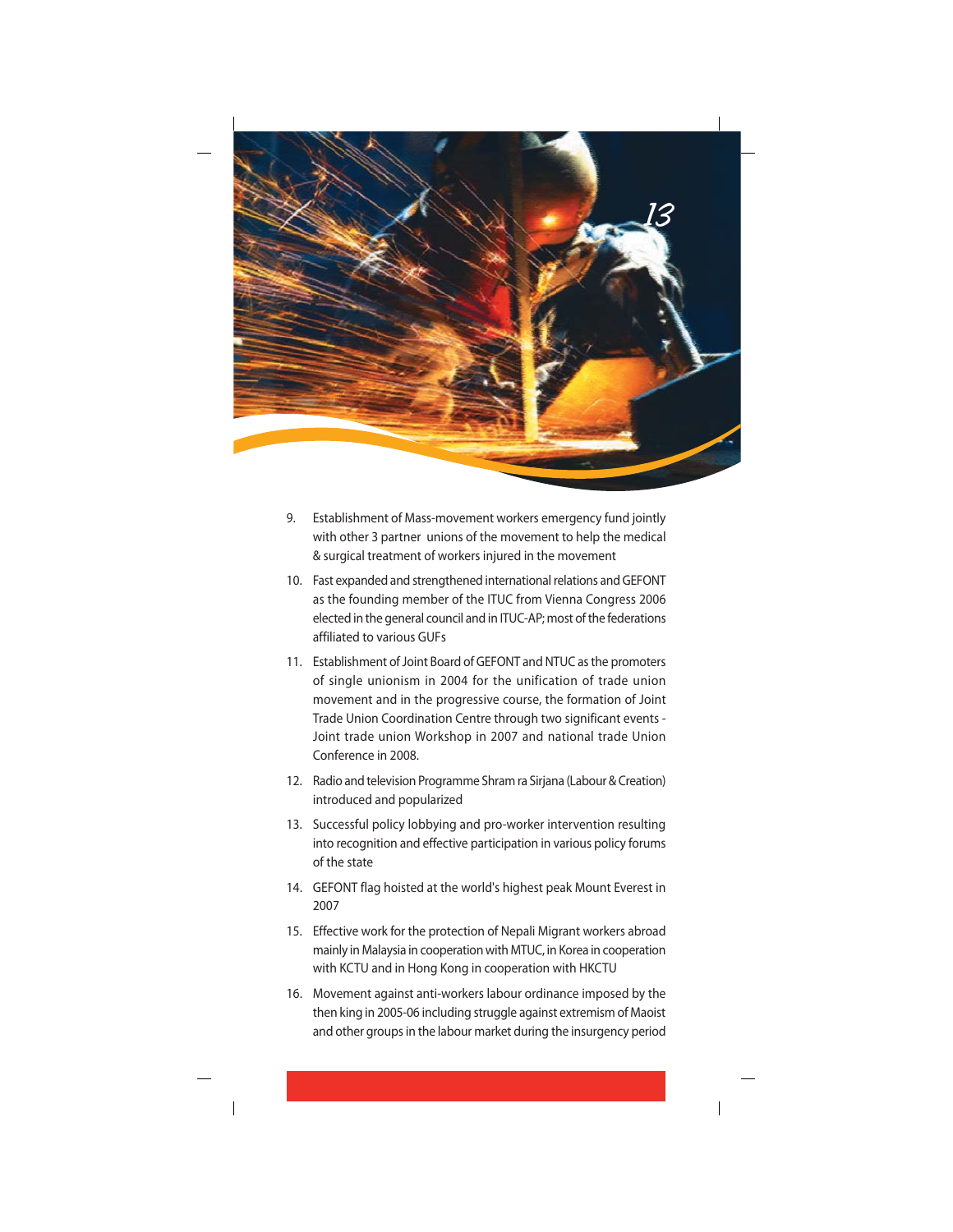9. Establishment of Mass-movement workers emergency fund jointly with other 3 partner unions of the movement to help the medical & surgical treatment of workers injured in the movement

10. Fast expanded and strengthened international relations and GEFONT as the founding member of the ITUC from Vienna Congress 2006 elected in the general council and in ITUC-AP; most of the federations affiliated to various GUFs

11. Establishment of Joint Board of GEFONT and NTUC as the promoters of single unionism in 2004 for the unification of trade union movement and in the progressive course, the formation of Joint Trade Union Coordination Centre through two significant events - Joint trade union Workshop in 2007 and national trade Union Conference in 2008.

12. Radio and television Programme Shram ra Sirjana (Labour & Creation) introduced and popularized

13. Successful policy lobbying and pro-worker intervention resulting into recognition and effective participation in various policy forums of the state

14. GEFONT flag hoisted at the world's highest peak Mount Everest in 2007

15. Effective work for the protection of Nepali Migrant workers abroad mainly in Malaysia in cooperation with MTUC, in Korea in cooperation with KCTU and in Hong Kong in cooperation with HKCTU

16. Movement against anti-workers labour ordinance imposed by the then king in 2005-06 including struggle against extremism of Maoist and other groups in the labour market during the insurgency period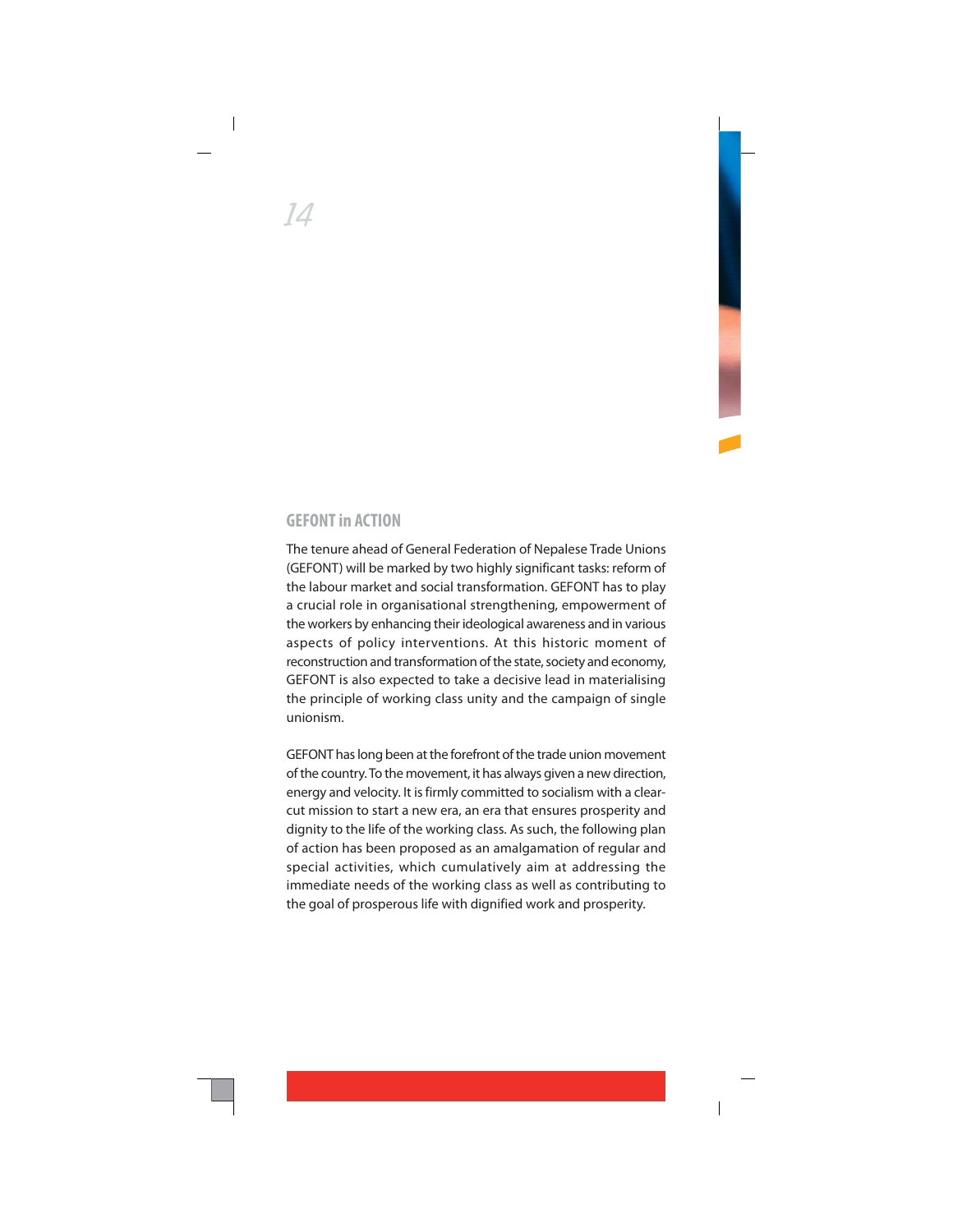## GEFONT in ACTION

The tenure ahead of General Federation of Nepalese Trade Unions (GEFONT) will be marked by two highly significant tasks: reform of the labour market and social transformation. GEFONT has to play a crucial role in organisational strengthening, empowerment of the workers by enhancing their ideological awareness and in various aspects of policy interventions. At this historic moment of reconstruction and transformation of the state, society and economy, GEFONT is also expected to take a decisive lead in materialising the principle of working class unity and the campaign of single unionism.

GEFONT has long been at the forefront of the trade union movement of the country. To the movement, it has always given a new direction, energy and velocity. It is firmly committed to socialism with a clear-cut mission to start a new era, an era that ensures prosperity and dignity to the life of the working class. As such, the following plan of action has been proposed as an amalgamation of regular and special activities, which cumulatively aim at addressing the immediate needs of the working class as well as contributing to the goal of prosperous life with dignified work and prosperity.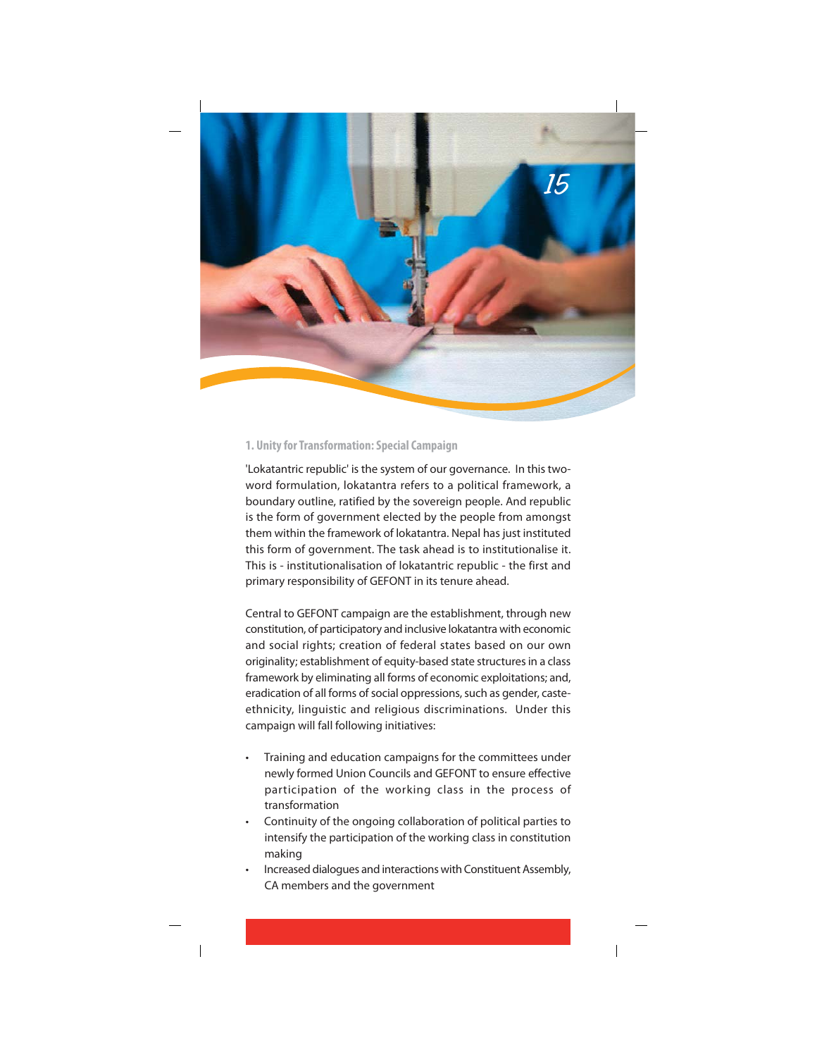### 1. Unity for Transformation: Special Campaign

'Lokatantric republic' is the system of our governance. In this two-word formulation, lokatantra refers to a political framework, a boundary outline, ratified by the sovereign people. And republic is the form of government elected by the people from amongst them within the framework of lokatantra. Nepal has just instituted this form of government. The task ahead is to institutionalise it. This is - institutionalisation of lokatantric republic - the first and primary responsibility of GEFONT in its tenure ahead.

Central to GEFONT campaign are the establishment, through new constitution, of participatory and inclusive lokatantra with economic and social rights; creation of federal states based on our own originality; establishment of equity-based state structures in a class framework by eliminating all forms of economic exploitations; and, eradication of all forms of social oppressions, such as gender, caste-ethnicity, linguistic and religious discriminations. Under this campaign will fall following initiatives:

- Training and education campaigns for the committees under newly formed Union Councils and GEFONT to ensure effective participation of the working class in the process of transformation
- Continuity of the ongoing collaboration of political parties to intensify the participation of the working class in constitution making
- Increased dialogues and interactions with Constituent Assembly, CA members and the government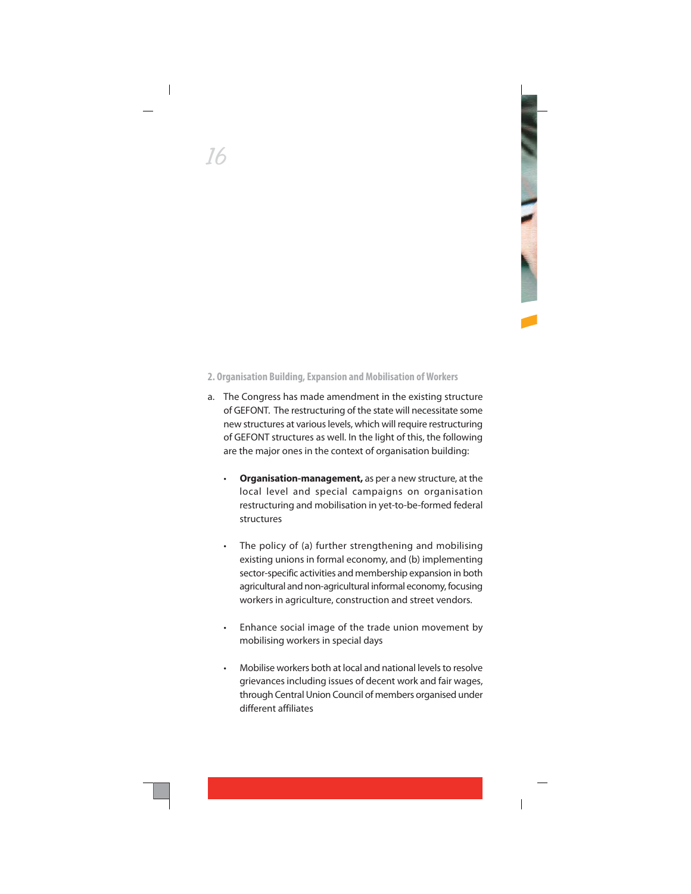## 2. Organisation Building, Expansion and Mobilisation of Workers

a. The Congress has made amendment in the existing structure of GEFONT. The restructuring of the state will necessitate some new structures at various levels, which will require restructuring of GEFONT structures as well. In the light of this, the following are the major ones in the context of organisation building:

   - **Organisation-management,** as per a new structure, at the local level and special campaigns on organisation restructuring and mobilisation in yet-to-be-formed federal structures

   - The policy of (a) further strengthening and mobilising existing unions in formal economy, and (b) implementing sector-specific activities and membership expansion in both agricultural and non-agricultural informal economy, focusing workers in agriculture, construction and street vendors.

   - Enhance social image of the trade union movement by mobilising workers in special days

   - Mobilise workers both at local and national levels to resolve grievances including issues of decent work and fair wages, through Central Union Council of members organised under different affiliates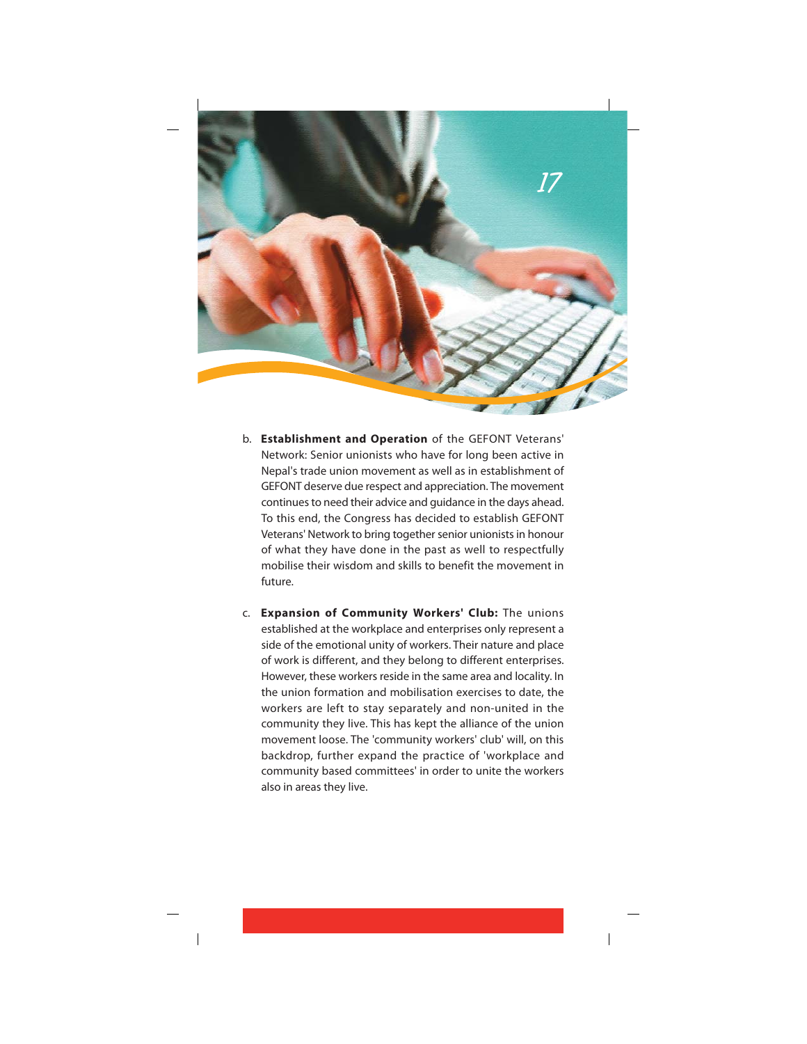b. **Establishment and Operation** of the GEFONT Veterans' Network: Senior unionists who have for long been active in Nepal's trade union movement as well as in establishment of GEFONT deserve due respect and appreciation. The movement continues to need their advice and guidance in the days ahead. To this end, the Congress has decided to establish GEFONT Veterans' Network to bring together senior unionists in honour of what they have done in the past as well to respectfully mobilise their wisdom and skills to benefit the movement in future.

c. **Expansion of Community Workers' Club:** The unions established at the workplace and enterprises only represent a side of the emotional unity of workers. Their nature and place of work is different, and they belong to different enterprises. However, these workers reside in the same area and locality. In the union formation and mobilisation exercises to date, the workers are left to stay separately and non-united in the community they live. This has kept the alliance of the union movement loose. The 'community workers' club' will, on this backdrop, further expand the practice of 'workplace and community based committees' in order to unite the workers also in areas they live.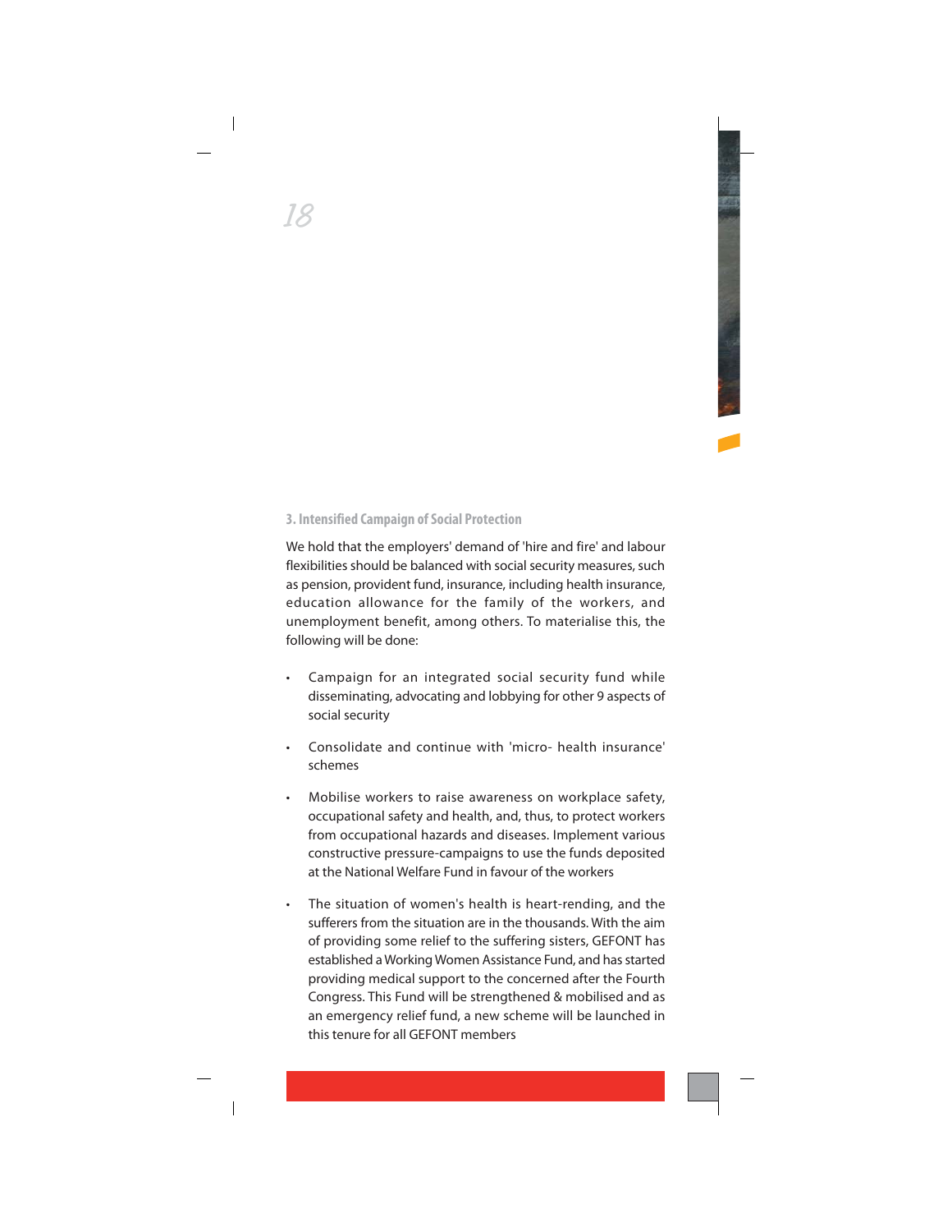### 3. Intensified Campaign of Social Protection

We hold that the employers' demand of 'hire and fire' and labour flexibilities should be balanced with social security measures, such as pension, provident fund, insurance, including health insurance, education allowance for the family of the workers, and unemployment benefit, among others. To materialise this, the following will be done:

- Campaign for an integrated social security fund while disseminating, advocating and lobbying for other 9 aspects of social security
- Consolidate and continue with 'micro- health insurance' schemes
- Mobilise workers to raise awareness on workplace safety, occupational safety and health, and, thus, to protect workers from occupational hazards and diseases. Implement various constructive pressure-campaigns to use the funds deposited at the National Welfare Fund in favour of the workers
- The situation of women's health is heart-rending, and the sufferers from the situation are in the thousands. With the aim of providing some relief to the suffering sisters, GEFONT has established a Working Women Assistance Fund, and has started providing medical support to the concerned after the Fourth Congress. This Fund will be strengthened & mobilised and as an emergency relief fund, a new scheme will be launched in this tenure for all GEFONT members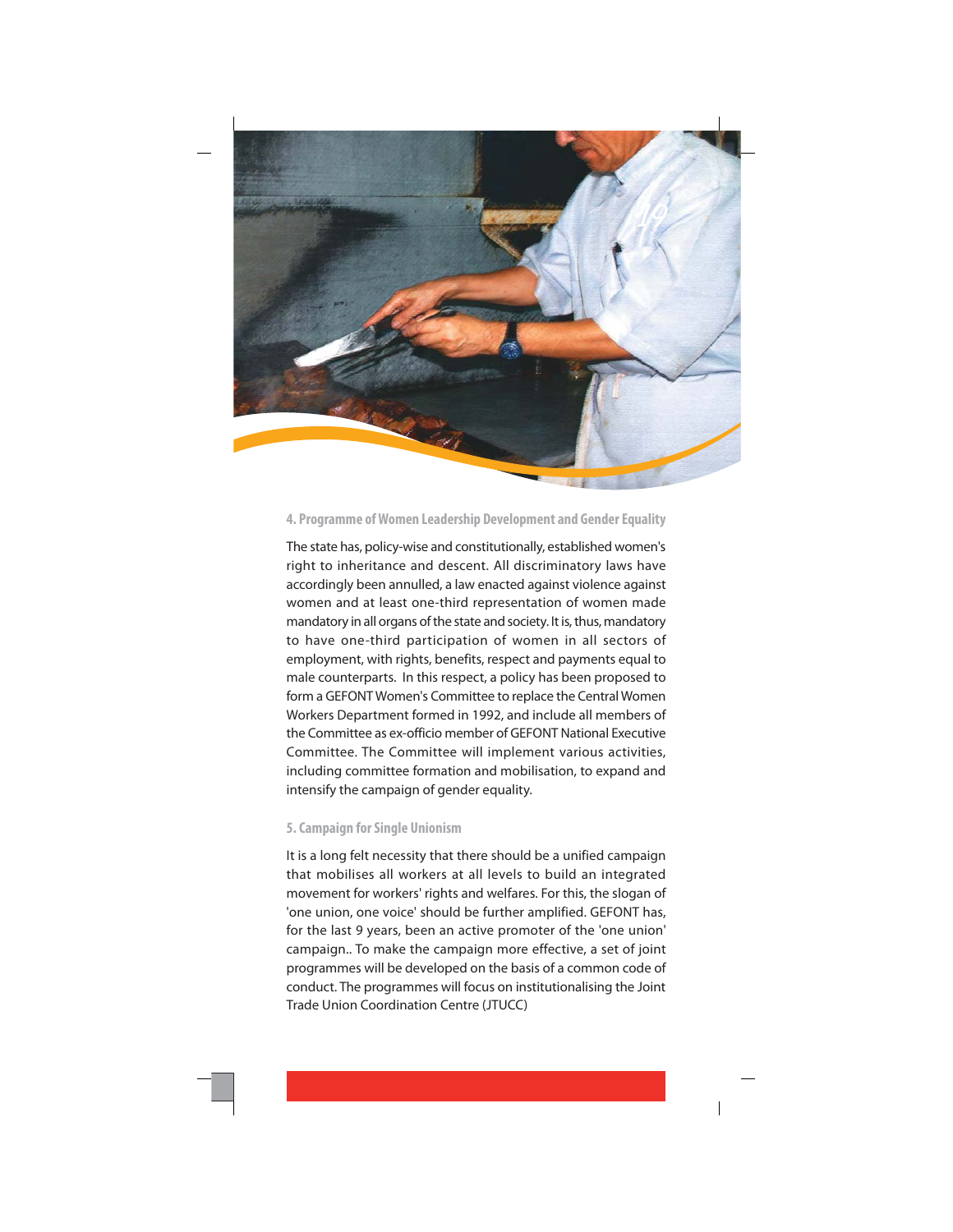### 4. Programme of Women Leadership Development and Gender Equality

The state has, policy-wise and constitutionally, established women's right to inheritance and descent. All discriminatory laws have accordingly been annulled, a law enacted against violence against women and at least one-third representation of women made mandatory in all organs of the state and society. It is, thus, mandatory to have one-third participation of women in all sectors of employment, with rights, benefits, respect and payments equal to male counterparts. In this respect, a policy has been proposed to form a GEFONT Women's Committee to replace the Central Women Workers Department formed in 1992, and include all members of the Committee as ex-officio member of GEFONT National Executive Committee. The Committee will implement various activities, including committee formation and mobilisation, to expand and intensify the campaign of gender equality.

### 5. Campaign for Single Unionism

It is a long felt necessity that there should be a unified campaign that mobilises all workers at all levels to build an integrated movement for workers' rights and welfares. For this, the slogan of 'one union, one voice' should be further amplified. GEFONT has, for the last 9 years, been an active promoter of the 'one union' campaign.. To make the campaign more effective, a set of joint programmes will be developed on the basis of a common code of conduct. The programmes will focus on institutionalising the Joint Trade Union Coordination Centre (JTUCC)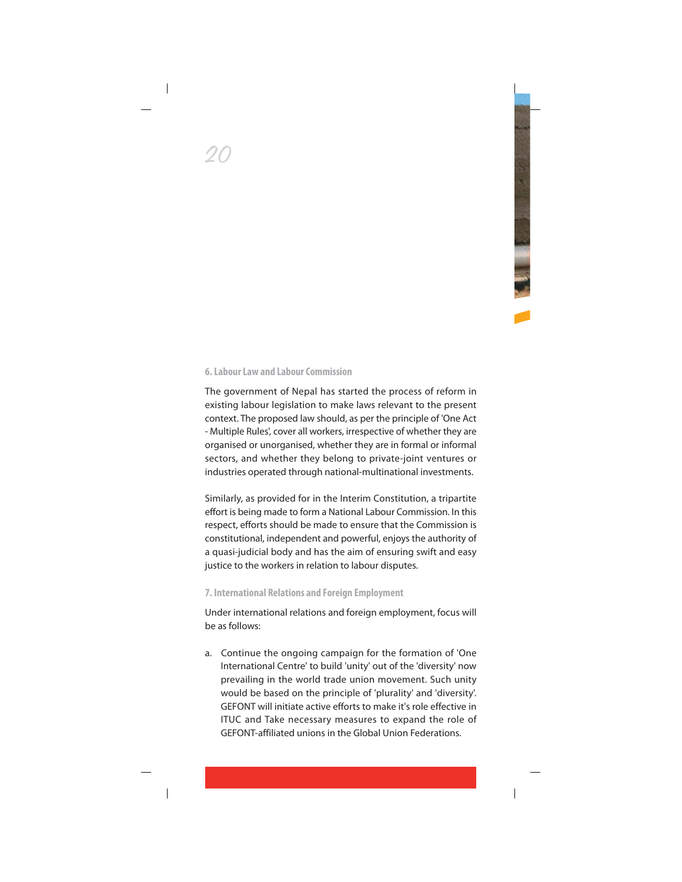### 6. Labour Law and Labour Commission

The government of Nepal has started the process of reform in existing labour legislation to make laws relevant to the present context. The proposed law should, as per the principle of 'One Act - Multiple Rules', cover all workers, irrespective of whether they are organised or unorganised, whether they are in formal or informal sectors, and whether they belong to private-joint ventures or industries operated through national-multinational investments.

Similarly, as provided for in the Interim Constitution, a tripartite effort is being made to form a National Labour Commission. In this respect, efforts should be made to ensure that the Commission is constitutional, independent and powerful, enjoys the authority of a quasi-judicial body and has the aim of ensuring swift and easy justice to the workers in relation to labour disputes.

### 7. International Relations and Foreign Employment

Under international relations and foreign employment, focus will be as follows:

a. Continue the ongoing campaign for the formation of 'One International Centre' to build 'unity' out of the 'diversity' now prevailing in the world trade union movement. Such unity would be based on the principle of 'plurality' and 'diversity'. GEFONT will initiate active efforts to make it's role effective in ITUC and Take necessary measures to expand the role of GEFONT-affiliated unions in the Global Union Federations.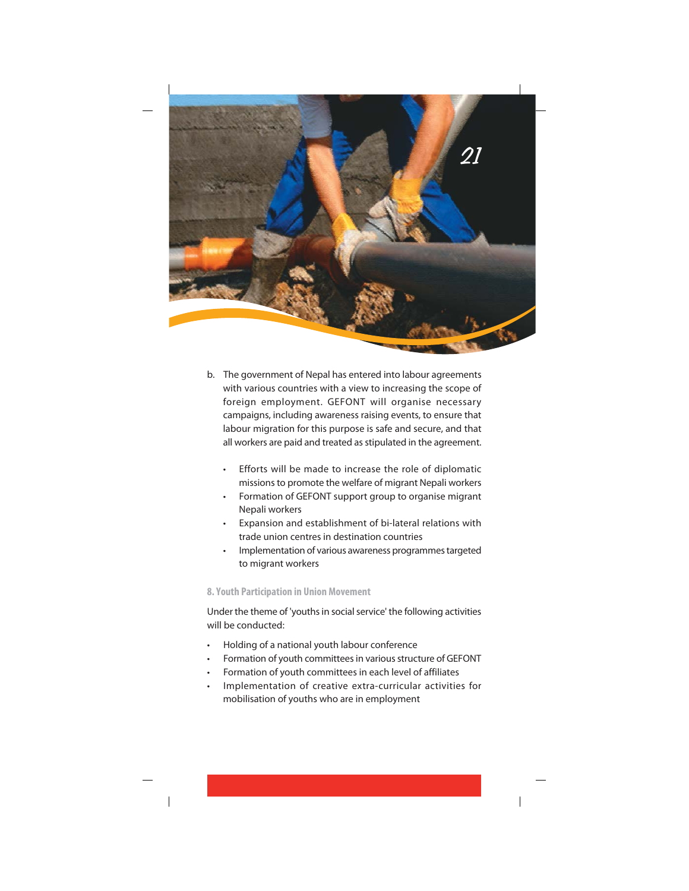b. The government of Nepal has entered into labour agreements with various countries with a view to increasing the scope of foreign employment. GEFONT will organise necessary campaigns, including awareness raising events, to ensure that labour migration for this purpose is safe and secure, and that all workers are paid and treated as stipulated in the agreement.

   - Efforts will be made to increase the role of diplomatic missions to promote the welfare of migrant Nepali workers
   - Formation of GEFONT support group to organise migrant Nepali workers
   - Expansion and establishment of bi-lateral relations with trade union centres in destination countries
   - Implementation of various awareness programmes targeted to migrant workers

### 8. Youth Participation in Union Movement

Under the theme of 'youths in social service' the following activities will be conducted:

- Holding of a national youth labour conference
- Formation of youth committees in various structure of GEFONT
- Formation of youth committees in each level of affiliates
- Implementation of creative extra-curricular activities for mobilisation of youths who are in employment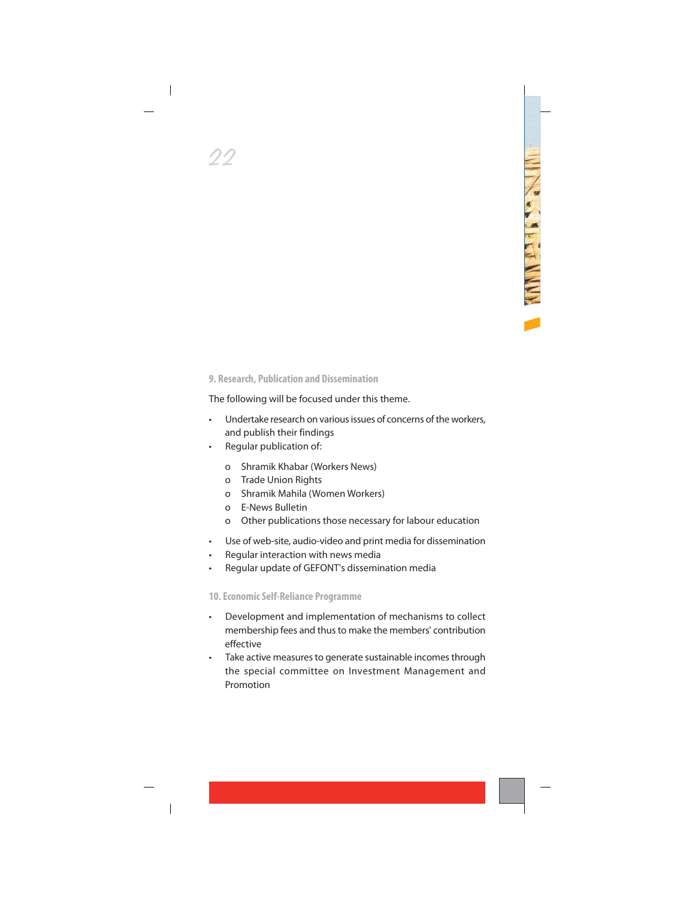## 9. Research, Publication and Dissemination

The following will be focused under this theme.

- Undertake research on various issues of concerns of the workers, and publish their findings
- Regular publication of:
  - Shramik Khabar (Workers News)
  - Trade Union Rights
  - Shramik Mahila (Women Workers)
  - E-News Bulletin
  - Other publications those necessary for labour education
- Use of web-site, audio-video and print media for dissemination
- Regular interaction with news media
- Regular update of GEFONT's dissemination media

## 10. Economic Self-Reliance Programme

- Development and implementation of mechanisms to collect membership fees and thus to make the members' contribution effective
- Take active measures to generate sustainable incomes through the special committee on Investment Management and Promotion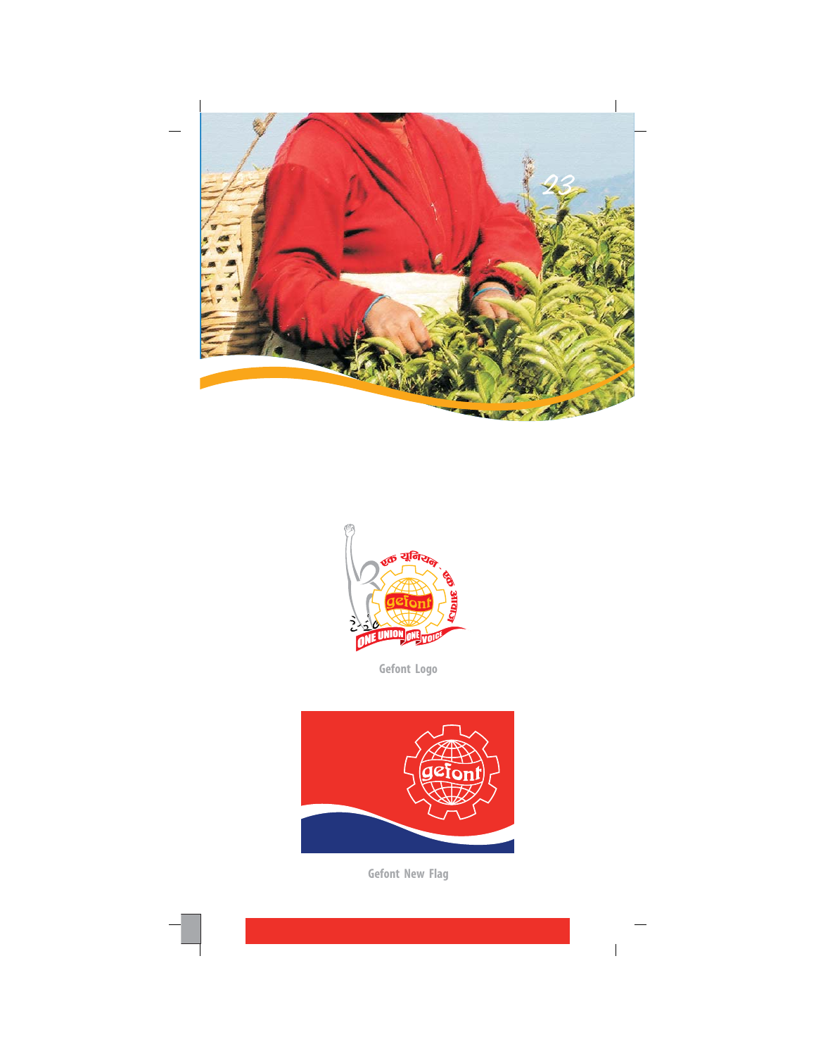Gefont Logo

Gefont New Flag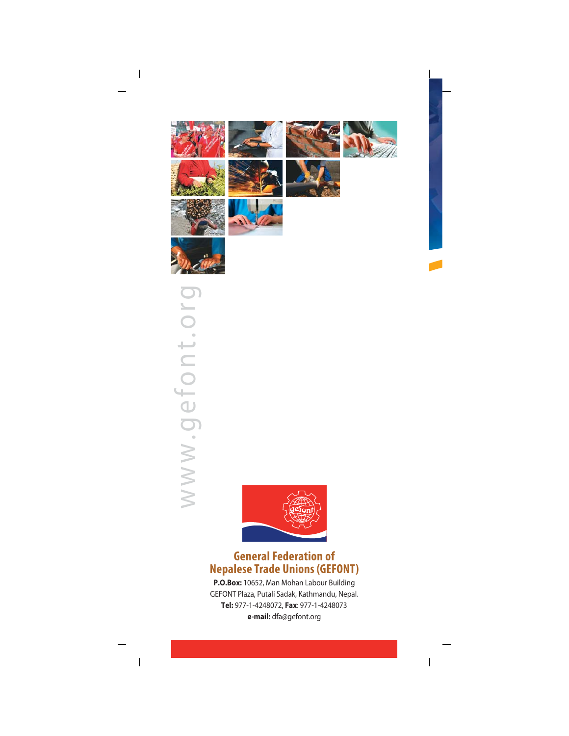www.gefont.org

**General Federation of Nepalese Trade Unions (GEFONT)**

**P.O.Box:** 10652, Man Mohan Labour Building
GEFONT Plaza, Putali Sadak, Kathmandu, Nepal.
**Tel:** 977-1-4248072, **Fax**: 977-1-4248073
**e-mail:** dfa@gefont.org